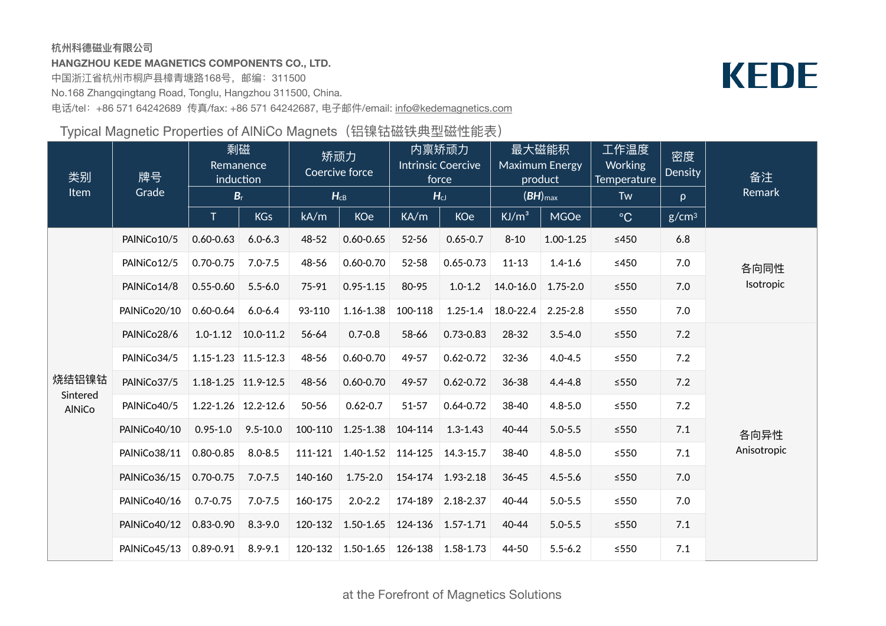杭州科德磁业有限公司

**HANGZHOU KEDE MAGNETICS COMPONENTS CO., LTD.**

中国浙江省杭州市桐庐县樟青塘路168号，邮编：311500

No.168 Zhangqingtang Road, Tonglu, Hangzhou 311500, China.

电话/tel：+86 571 64242689 传真/fax: +86 571 64242687, 电子邮件/email: info@kedemagnetics.com

KEDE

## Typical Magnetic Properties of AlNiCo Magnets（铝镍钴磁铁典型磁性能表）

| 类别 Item | 牌号 Grade | 剩磁 Remanence induction | | 矫顽力 Coercive force | | 内禀矫顽力 Intrinsic Coercive force | | 最大磁能积 Maximum Energy product | | 工作温度 Working Temperature | 密度 Density | 备注 Remark |
|---|---|---|---|---|---|---|---|---|---|---|---|---|
| | | $B_r$ | | $H_{cB}$ | | $H_{cJ}$ | | $(BH)_{max}$ | | Tw | ρ | |
| | | T | KGs | kA/m | KOe | KA/m | KOe | KJ/m³ | MGOe | °C | g/cm³ | |
| 烧结铝镍钴 Sintered AlNiCo | PAlNiCo10/5 | 0.60-0.63 | 6.0-6.3 | 48-52 | 0.60-0.65 | 52-56 | 0.65-0.7 | 8-10 | 1.00-1.25 | ≤450 | 6.8 | 各向同性 Isotropic |
| | PAlNiCo12/5 | 0.70-0.75 | 7.0-7.5 | 48-56 | 0.60-0.70 | 52-58 | 0.65-0.73 | 11-13 | 1.4-1.6 | ≤450 | 7.0 | |
| | PAlNiCo14/8 | 0.55-0.60 | 5.5-6.0 | 75-91 | 0.95-1.15 | 80-95 | 1.0-1.2 | 14.0-16.0 | 1.75-2.0 | ≤550 | 7.0 | |
| | PAlNiCo20/10 | 0.60-0.64 | 6.0-6.4 | 93-110 | 1.16-1.38 | 100-118 | 1.25-1.4 | 18.0-22.4 | 2.25-2.8 | ≤550 | 7.0 | |
| | PAlNiCo28/6 | 1.0-1.12 | 10.0-11.2 | 56-64 | 0.7-0.8 | 58-66 | 0.73-0.83 | 28-32 | 3.5-4.0 | ≤550 | 7.2 | 各向异性 Anisotropic |
| | PAlNiCo34/5 | 1.15-1.23 | 11.5-12.3 | 48-56 | 0.60-0.70 | 49-57 | 0.62-0.72 | 32-36 | 4.0-4.5 | ≤550 | 7.2 | |
| | PAlNiCo37/5 | 1.18-1.25 | 11.9-12.5 | 48-56 | 0.60-0.70 | 49-57 | 0.62-0.72 | 36-38 | 4.4-4.8 | ≤550 | 7.2 | |
| | PAlNiCo40/5 | 1.22-1.26 | 12.2-12.6 | 50-56 | 0.62-0.7 | 51-57 | 0.64-0.72 | 38-40 | 4.8-5.0 | ≤550 | 7.2 | |
| | PAlNiCo40/10 | 0.95-1.0 | 9.5-10.0 | 100-110 | 1.25-1.38 | 104-114 | 1.3-1.43 | 40-44 | 5.0-5.5 | ≤550 | 7.1 | |
| | PAlNiCo38/11 | 0.80-0.85 | 8.0-8.5 | 111-121 | 1.40-1.52 | 114-125 | 14.3-15.7 | 38-40 | 4.8-5.0 | ≤550 | 7.1 | |
| | PAlNiCo36/15 | 0.70-0.75 | 7.0-7.5 | 140-160 | 1.75-2.0 | 154-174 | 1.93-2.18 | 36-45 | 4.5-5.6 | ≤550 | 7.0 | |
| | PAlNiCo40/16 | 0.7-0.75 | 7.0-7.5 | 160-175 | 2.0-2.2 | 174-189 | 2.18-2.37 | 40-44 | 5.0-5.5 | ≤550 | 7.0 | |
| | PAlNiCo40/12 | 0.83-0.90 | 8.3-9.0 | 120-132 | 1.50-1.65 | 124-136 | 1.57-1.71 | 40-44 | 5.0-5.5 | ≤550 | 7.1 | |
| | PAlNiCo45/13 | 0.89-0.91 | 8.9-9.1 | 120-132 | 1.50-1.65 | 126-138 | 1.58-1.73 | 44-50 | 5.5-6.2 | ≤550 | 7.1 | |

at the Forefront of Magnetics Solutions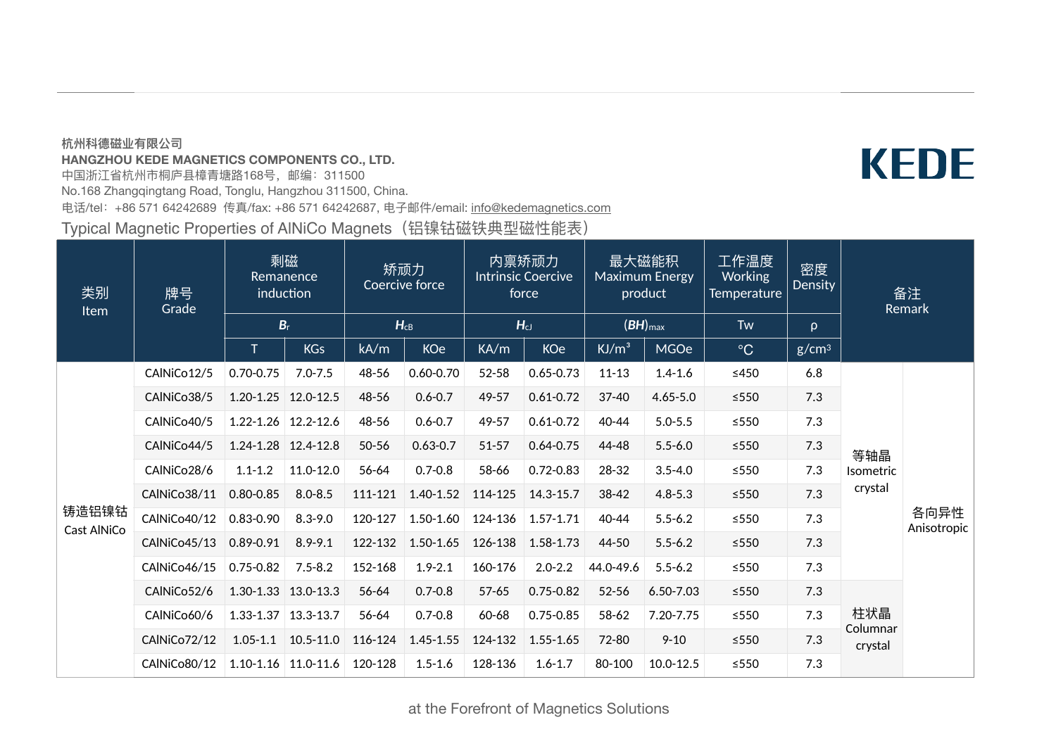杭州科德磁业有限公司

**HANGZHOU KEDE MAGNETICS COMPONENTS CO., LTD.**

中国浙江省杭州市桐庐县樟青塘路168号，邮编：311500

No.168 Zhangqingtang Road, Tonglu, Hangzhou 311500, China.

电话/tel：+86 571 64242689 传真/fax: +86 571 64242687, 电子邮件/email: info@kedemagnetics.com

**KEDE**

Typical Magnetic Properties of AlNiCo Magnets（铝镍钴磁铁典型磁性能表）

| 类别 Item | 牌号 Grade | 剩磁 Remanence induction | | 矫顽力 Coercive force | | 内禀矫顽力 Intrinsic Coercive force | | 最大磁能积 Maximum Energy product | | 工作温度 Working Temperature | 密度 Density | 备注 Remark | |
|---|---|---|---|---|---|---|---|---|---|---|---|---|---|
| | | $B_r$ | | $H_{cB}$ | | $H_{cJ}$ | | $(BH)_{max}$ | | Tw | ρ | | |
| | | T | KGs | kA/m | KOe | KA/m | KOe | KJ/m³ | MGOe | °C | g/cm³ | | |
| 铸造铝镍钴 Cast AlNiCo | CAlNiCo12/5 | 0.70-0.75 | 7.0-7.5 | 48-56 | 0.60-0.70 | 52-58 | 0.65-0.73 | 11-13 | 1.4-1.6 | ≤450 | 6.8 | 等轴晶 Isometric crystal | 各向异性 Anisotropic |
| | CAlNiCo38/5 | 1.20-1.25 | 12.0-12.5 | 48-56 | 0.6-0.7 | 49-57 | 0.61-0.72 | 37-40 | 4.65-5.0 | ≤550 | 7.3 | | |
| | CAlNiCo40/5 | 1.22-1.26 | 12.2-12.6 | 48-56 | 0.6-0.7 | 49-57 | 0.61-0.72 | 40-44 | 5.0-5.5 | ≤550 | 7.3 | | |
| | CAlNiCo44/5 | 1.24-1.28 | 12.4-12.8 | 50-56 | 0.63-0.7 | 51-57 | 0.64-0.75 | 44-48 | 5.5-6.0 | ≤550 | 7.3 | | |
| | CAlNiCo28/6 | 1.1-1.2 | 11.0-12.0 | 56-64 | 0.7-0.8 | 58-66 | 0.72-0.83 | 28-32 | 3.5-4.0 | ≤550 | 7.3 | | |
| | CAlNiCo38/11 | 0.80-0.85 | 8.0-8.5 | 111-121 | 1.40-1.52 | 114-125 | 14.3-15.7 | 38-42 | 4.8-5.3 | ≤550 | 7.3 | | |
| | CAlNiCo40/12 | 0.83-0.90 | 8.3-9.0 | 120-127 | 1.50-1.60 | 124-136 | 1.57-1.71 | 40-44 | 5.5-6.2 | ≤550 | 7.3 | | |
| | CAlNiCo45/13 | 0.89-0.91 | 8.9-9.1 | 122-132 | 1.50-1.65 | 126-138 | 1.58-1.73 | 44-50 | 5.5-6.2 | ≤550 | 7.3 | | |
| | CAlNiCo46/15 | 0.75-0.82 | 7.5-8.2 | 152-168 | 1.9-2.1 | 160-176 | 2.0-2.2 | 44.0-49.6 | 5.5-6.2 | ≤550 | 7.3 | | |
| | CAlNiCo52/6 | 1.30-1.33 | 13.0-13.3 | 56-64 | 0.7-0.8 | 57-65 | 0.75-0.82 | 52-56 | 6.50-7.03 | ≤550 | 7.3 | 柱状晶 Columnar crystal | |
| | CAlNiCo60/6 | 1.33-1.37 | 13.3-13.7 | 56-64 | 0.7-0.8 | 60-68 | 0.75-0.85 | 58-62 | 7.20-7.75 | ≤550 | 7.3 | | |
| | CAlNiCo72/12 | 1.05-1.1 | 10.5-11.0 | 116-124 | 1.45-1.55 | 124-132 | 1.55-1.65 | 72-80 | 9-10 | ≤550 | 7.3 | | |
| | CAlNiCo80/12 | 1.10-1.16 | 11.0-11.6 | 120-128 | 1.5-1.6 | 128-136 | 1.6-1.7 | 80-100 | 10.0-12.5 | ≤550 | 7.3 | | |

at the Forefront of Magnetics Solutions